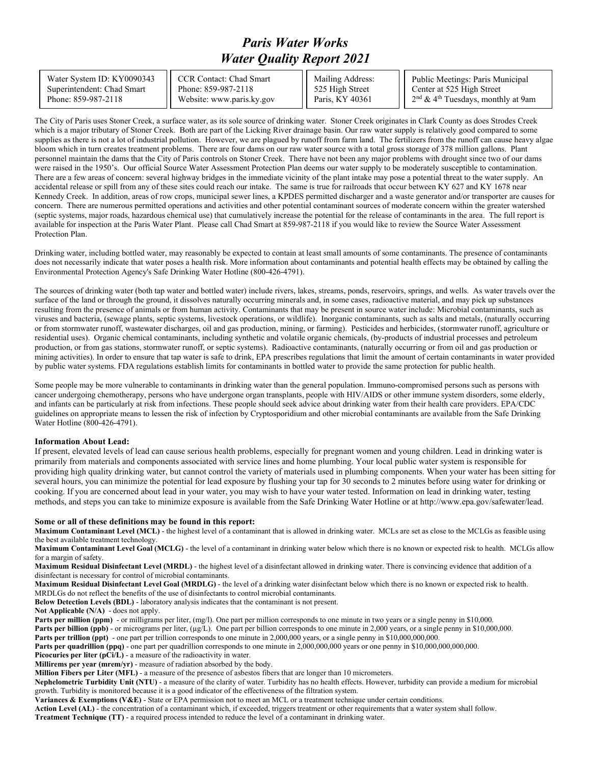# *Paris Water Works*
# *Water Quality Report 2021*

| Water System ID: KY0090343<br>Superintendent: Chad Smart<br>Phone: 859-987-2118 | CCR Contact: Chad Smart<br>Phone: 859-987-2118<br>Website: www.paris.ky.gov | Mailing Address:<br>525 High Street<br>Paris, KY 40361 | Public Meetings: Paris Municipal Center at 525 High Street<br>2nd & 4th Tuesdays, monthly at 9am |
|---|---|---|---|

The City of Paris uses Stoner Creek, a surface water, as its sole source of drinking water. Stoner Creek originates in Clark County as does Strodes Creek which is a major tributary of Stoner Creek. Both are part of the Licking River drainage basin. Our raw water supply is relatively good compared to some supplies as there is not a lot of industrial pollution. However, we are plagued by runoff from farm land. The fertilizers from the runoff can cause heavy algae bloom which in turn creates treatment problems. There are four dams on our raw water source with a total gross storage of 378 million gallons. Plant personnel maintain the dams that the City of Paris controls on Stoner Creek. There have not been any major problems with drought since two of our dams were raised in the 1950's. Our official Source Water Assessment Protection Plan deems our water supply to be moderately susceptible to contamination. There are a few areas of concern: several highway bridges in the immediate vicinity of the plant intake may pose a potential threat to the water supply. An accidental release or spill from any of these sites could reach our intake. The same is true for railroads that occur between KY 627 and KY 1678 near Kennedy Creek. In addition, areas of row crops, municipal sewer lines, a KPDES permitted discharger and a waste generator and/or transporter are causes for concern. There are numerous permitted operations and activities and other potential contaminant sources of moderate concern within the greater watershed (septic systems, major roads, hazardous chemical use) that cumulatively increase the potential for the release of contaminants in the area. The full report is available for inspection at the Paris Water Plant. Please call Chad Smart at 859-987-2118 if you would like to review the Source Water Assessment Protection Plan.

Drinking water, including bottled water, may reasonably be expected to contain at least small amounts of some contaminants. The presence of contaminants does not necessarily indicate that water poses a health risk. More information about contaminants and potential health effects may be obtained by calling the Environmental Protection Agency's Safe Drinking Water Hotline (800-426-4791).

The sources of drinking water (both tap water and bottled water) include rivers, lakes, streams, ponds, reservoirs, springs, and wells. As water travels over the surface of the land or through the ground, it dissolves naturally occurring minerals and, in some cases, radioactive material, and may pick up substances resulting from the presence of animals or from human activity. Contaminants that may be present in source water include: Microbial contaminants, such as viruses and bacteria, (sewage plants, septic systems, livestock operations, or wildlife). Inorganic contaminants, such as salts and metals, (naturally occurring or from stormwater runoff, wastewater discharges, oil and gas production, mining, or farming). Pesticides and herbicides, (stormwater runoff, agriculture or residential uses). Organic chemical contaminants, including synthetic and volatile organic chemicals, (by-products of industrial processes and petroleum production, or from gas stations, stormwater runoff, or septic systems). Radioactive contaminants, (naturally occurring or from oil and gas production or mining activities). In order to ensure that tap water is safe to drink, EPA prescribes regulations that limit the amount of certain contaminants in water provided by public water systems. FDA regulations establish limits for contaminants in bottled water to provide the same protection for public health.

Some people may be more vulnerable to contaminants in drinking water than the general population. Immuno-compromised persons such as persons with cancer undergoing chemotherapy, persons who have undergone organ transplants, people with HIV/AIDS or other immune system disorders, some elderly, and infants can be particularly at risk from infections. These people should seek advice about drinking water from their health care providers. EPA/CDC guidelines on appropriate means to lessen the risk of infection by Cryptosporidium and other microbial contaminants are available from the Safe Drinking Water Hotline (800-426-4791).

**Information About Lead:**

If present, elevated levels of lead can cause serious health problems, especially for pregnant women and young children. Lead in drinking water is primarily from materials and components associated with service lines and home plumbing. Your local public water system is responsible for providing high quality drinking water, but cannot control the variety of materials used in plumbing components. When your water has been sitting for several hours, you can minimize the potential for lead exposure by flushing your tap for 30 seconds to 2 minutes before using water for drinking or cooking. If you are concerned about lead in your water, you may wish to have your water tested. Information on lead in drinking water, testing methods, and steps you can take to minimize exposure is available from the Safe Drinking Water Hotline or at http://www.epa.gov/safewater/lead.

**Some or all of these definitions may be found in this report:**

**Maximum Contaminant Level (MCL)** - the highest level of a contaminant that is allowed in drinking water. MCLs are set as close to the MCLGs as feasible using the best available treatment technology.

**Maximum Contaminant Level Goal (MCLG)** - the level of a contaminant in drinking water below which there is no known or expected risk to health. MCLGs allow for a margin of safety.

**Maximum Residual Disinfectant Level (MRDL)** - the highest level of a disinfectant allowed in drinking water. There is convincing evidence that addition of a disinfectant is necessary for control of microbial contaminants.

**Maximum Residual Disinfectant Level Goal (MRDLG)** - the level of a drinking water disinfectant below which there is no known or expected risk to health. MRDLGs do not reflect the benefits of the use of disinfectants to control microbial contaminants.

**Below Detection Levels (BDL)** - laboratory analysis indicates that the contaminant is not present.

**Not Applicable (N/A)** - does not apply.

**Parts per million (ppm)** - or milligrams per liter, (mg/l). One part per million corresponds to one minute in two years or a single penny in $10,000.

**Parts per billion (ppb)** - or micrograms per liter, (µg/L). One part per billion corresponds to one minute in 2,000 years, or a single penny in $10,000,000.

**Parts per trillion (ppt)** - one part per trillion corresponds to one minute in 2,000,000 years, or a single penny in $10,000,000,000.

**Parts per quadrillion (ppq)** - one part per quadrillion corresponds to one minute in 2,000,000,000 years or one penny in $10,000,000,000,000.

**Picocuries per liter (pCi/L)** - a measure of the radioactivity in water.

**Millirems per year (mrem/yr)** - measure of radiation absorbed by the body.

**Million Fibers per Liter (MFL)** - a measure of the presence of asbestos fibers that are longer than 10 micrometers.

**Nephelometric Turbidity Unit (NTU)** - a measure of the clarity of water. Turbidity has no health effects. However, turbidity can provide a medium for microbial growth. Turbidity is monitored because it is a good indicator of the effectiveness of the filtration system.

**Variances & Exemptions (V&E)** - State or EPA permission not to meet an MCL or a treatment technique under certain conditions.

**Action Level (AL)** - the concentration of a contaminant which, if exceeded, triggers treatment or other requirements that a water system shall follow.

**Treatment Technique (TT)** - a required process intended to reduce the level of a contaminant in drinking water.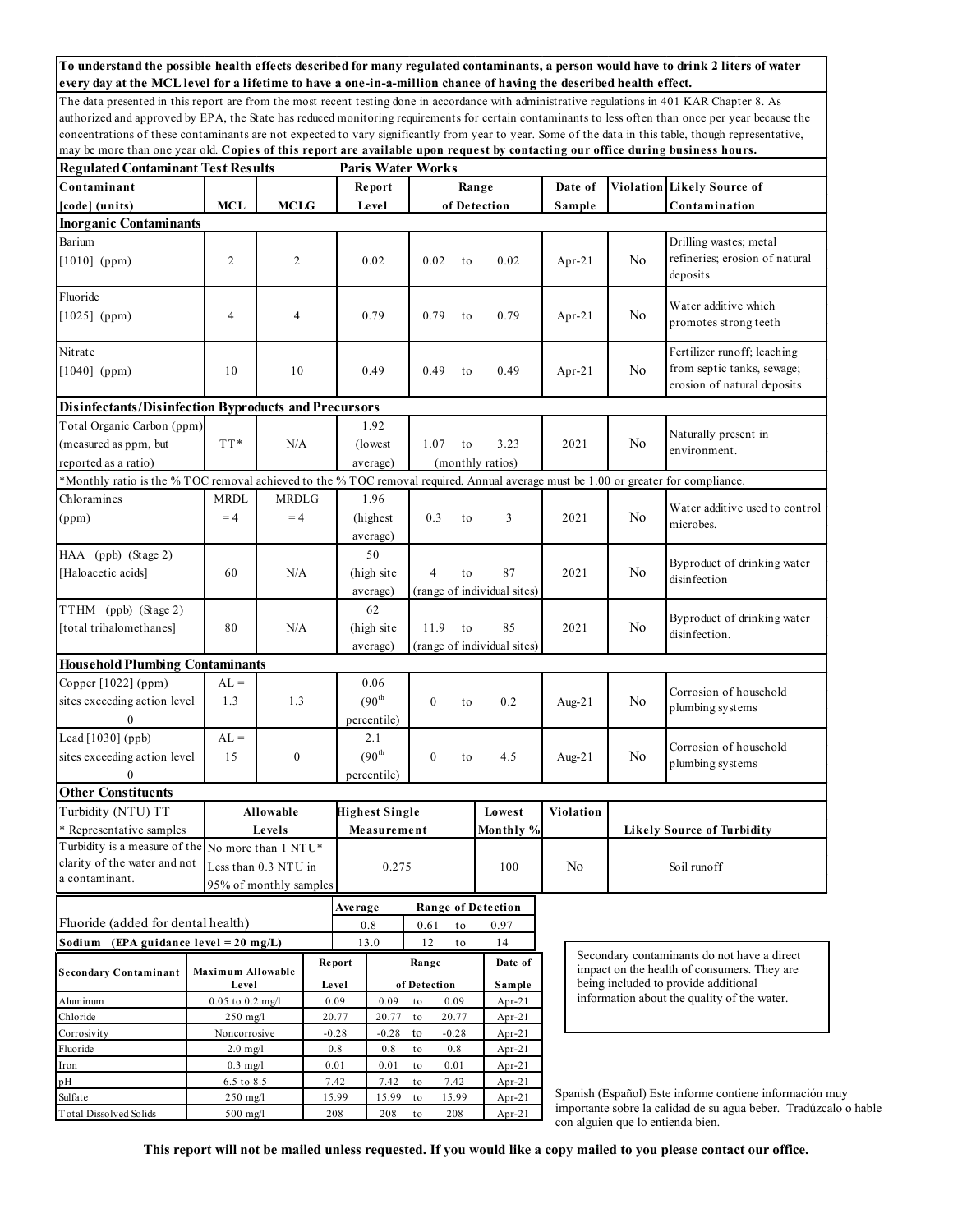**To understand the possible health effects described for many regulated contaminants, a person would have to drink 2 liters of water every day at the MCL level for a lifetime to have a one-in-a-million chance of having the described health effect.**

The data presented in this report are from the most recent testing done in accordance with administrative regulations in 401 KAR Chapter 8. As authorized and approved by EPA, the State has reduced monitoring requirements for certain contaminants to less often than once per year because the concentrations of these contaminants are not expected to vary significantly from year to year. Some of the data in this table, though representative, may be more than one year old. **Copies of this report are available upon request by contacting our office during business hours.**

| Regulated Contaminant Test Results | | | Paris Water Works | | | | |
|---|---|---|---|---|---|---|---|
| Contaminant [code] (units) | MCL | MCLG | Report Level | Range of Detection | Date of Sample | Violation | Likely Source of Contamination |
| **Inorganic Contaminants** | | | | | | | |
| Barium [1010] (ppm) | 2 | 2 | 0.02 | 0.02 to 0.02 | Apr-21 | No | Drilling wastes; metal refineries; erosion of natural deposits |
| Fluoride [1025] (ppm) | 4 | 4 | 0.79 | 0.79 to 0.79 | Apr-21 | No | Water additive which promotes strong teeth |
| Nitrate [1040] (ppm) | 10 | 10 | 0.49 | 0.49 to 0.49 | Apr-21 | No | Fertilizer runoff; leaching from septic tanks, sewage; erosion of natural deposits |
| **Disinfectants/Disinfection Byproducts and Precursors** | | | | | | | |
| Total Organic Carbon (ppm) (measured as ppm, but reported as a ratio) | TT* | N/A | 1.92 (lowest average) | 1.07 to 3.23 (monthly ratios) | 2021 | No | Naturally present in environment. |
| *Monthly ratio is the % TOC removal achieved to the % TOC removal required. Annual average must be 1.00 or greater for compliance. | | | | | | | |
| Chloramines (ppm) | MRDL = 4 | MRDLG = 4 | 1.96 (highest average) | 0.3 to 3 | 2021 | No | Water additive used to control microbes. |
| HAA (ppb) (Stage 2) [Haloacetic acids] | 60 | N/A | 50 (high site average) | 4 to 87 (range of individual sites) | 2021 | No | Byproduct of drinking water disinfection |
| TTHM (ppb) (Stage 2) [total trihalomethanes] | 80 | N/A | 62 (high site average) | 11.9 to 85 (range of individual sites) | 2021 | No | Byproduct of drinking water disinfection. |
| **Household Plumbing Contaminants** | | | | | | | |
| Copper [1022] (ppm) sites exceeding action level 0 | AL = 1.3 | 1.3 | 0.06 (90th percentile) | 0 to 0.2 | Aug-21 | No | Corrosion of household plumbing systems |
| Lead [1030] (ppb) sites exceeding action level 0 | AL = 15 | 0 | 2.1 (90th percentile) | 0 to 4.5 | Aug-21 | No | Corrosion of household plumbing systems |

| Other Constituents | | | | | |
|---|---|---|---|---|---|
| Turbidity (NTU) TT * Representative samples | Allowable Levels | Highest Single Measurement | Lowest Monthly % | Violation | Likely Source of Turbidity |
| Turbidity is a measure of the clarity of the water and not a contaminant. | No more than 1 NTU* Less than 0.3 NTU in 95% of monthly samples | 0.275 | 100 | No | Soil runoff |

| | Average | Range of Detection |
|---|---|---|
| Fluoride (added for dental health) | 0.8 | 0.61 to 0.97 |
| **Sodium (EPA guidance level = 20 mg/L)** | 13.0 | 12 to 14 |

| Secondary Contaminant | Maximum Allowable Level | Report Level | Range of Detection | Date of Sample |
|---|---|---|---|---|
| Aluminum | 0.05 to 0.2 mg/l | 0.09 | 0.09 to 0.09 | Apr-21 |
| Chloride | 250 mg/l | 20.77 | 20.77 to 20.77 | Apr-21 |
| Corrosivity | Noncorrosive | -0.28 | -0.28 to -0.28 | Apr-21 |
| Fluoride | 2.0 mg/l | 0.8 | 0.8 to 0.8 | Apr-21 |
| Iron | 0.3 mg/l | 0.01 | 0.01 to 0.01 | Apr-21 |
| pH | 6.5 to 8.5 | 7.42 | 7.42 to 7.42 | Apr-21 |
| Sulfate | 250 mg/l | 15.99 | 15.99 to 15.99 | Apr-21 |
| Total Dissolved Solids | 500 mg/l | 208 | 208 to 208 | Apr-21 |

Secondary contaminants do not have a direct impact on the health of consumers. They are being included to provide additional information about the quality of the water.

Spanish (Español) Este informe contiene información muy importante sobre la calidad de su agua beber. Tradúzcalo o hable con alguien que lo entienda bien.

**This report will not be mailed unless requested. If you would like a copy mailed to you please contact our office.**